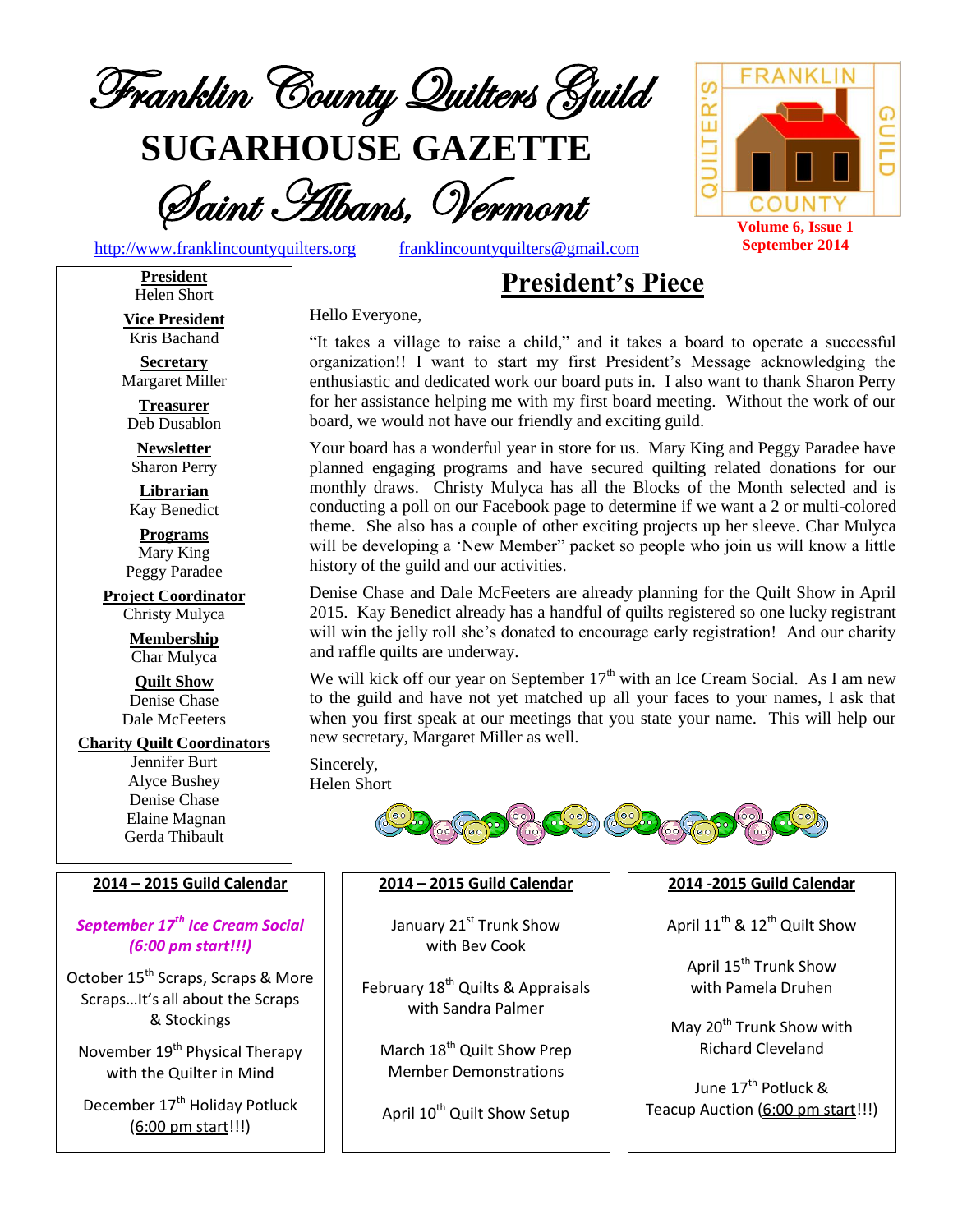# Franklin County Quilters Guild

# SUGARHOUSE GAZETTE

## Saint Albans, Vermont

http://www.franklincountyquilters.org    franklincountyquilters@gmail.com

**Volume 6, Issue 1**
**September 2014**

**President**
Helen Short

**Vice President**
Kris Bachand

**Secretary**
Margaret Miller

**Treasurer**
Deb Dusablon

**Newsletter**
Sharon Perry

**Librarian**
Kay Benedict

**Programs**
Mary King
Peggy Paradee

**Project Coordinator**
Christy Mulyca

**Membership**
Char Mulyca

**Quilt Show**
Denise Chase
Dale McFeeters

**Charity Quilt Coordinators**
Jennifer Burt
Alyce Bushey
Denise Chase
Elaine Magnan
Gerda Thibault

## President's Piece

Hello Everyone,

"It takes a village to raise a child," and it takes a board to operate a successful organization!! I want to start my first President's Message acknowledging the enthusiastic and dedicated work our board puts in. I also want to thank Sharon Perry for her assistance helping me with my first board meeting. Without the work of our board, we would not have our friendly and exciting guild.

Your board has a wonderful year in store for us. Mary King and Peggy Paradee have planned engaging programs and have secured quilting related donations for our monthly draws. Christy Mulyca has all the Blocks of the Month selected and is conducting a poll on our Facebook page to determine if we want a 2 or multi-colored theme. She also has a couple of other exciting projects up her sleeve. Char Mulyca will be developing a 'New Member" packet so people who join us will know a little history of the guild and our activities.

Denise Chase and Dale McFeeters are already planning for the Quilt Show in April 2015. Kay Benedict already has a handful of quilts registered so one lucky registrant will win the jelly roll she's donated to encourage early registration! And our charity and raffle quilts are underway.

We will kick off our year on September 17th with an Ice Cream Social. As I am new to the guild and have not yet matched up all your faces to your names, I ask that when you first speak at our meetings that you state your name. This will help our new secretary, Margaret Miller as well.

Sincerely,
Helen Short

### 2014 – 2015 Guild Calendar

***September 17th Ice Cream Social (6:00 pm start!!!)***

October 15th Scraps, Scraps & More Scraps…It's all about the Scraps & Stockings

November 19th Physical Therapy with the Quilter in Mind

December 17th Holiday Potluck (6:00 pm start!!!)

January 21st Trunk Show with Bev Cook

February 18th Quilts & Appraisals with Sandra Palmer

March 18th Quilt Show Prep Member Demonstrations

April 10th Quilt Show Setup

April 11th & 12th Quilt Show

April 15th Trunk Show with Pamela Druhen

May 20th Trunk Show with Richard Cleveland

June 17th Potluck & Teacup Auction (6:00 pm start!!!)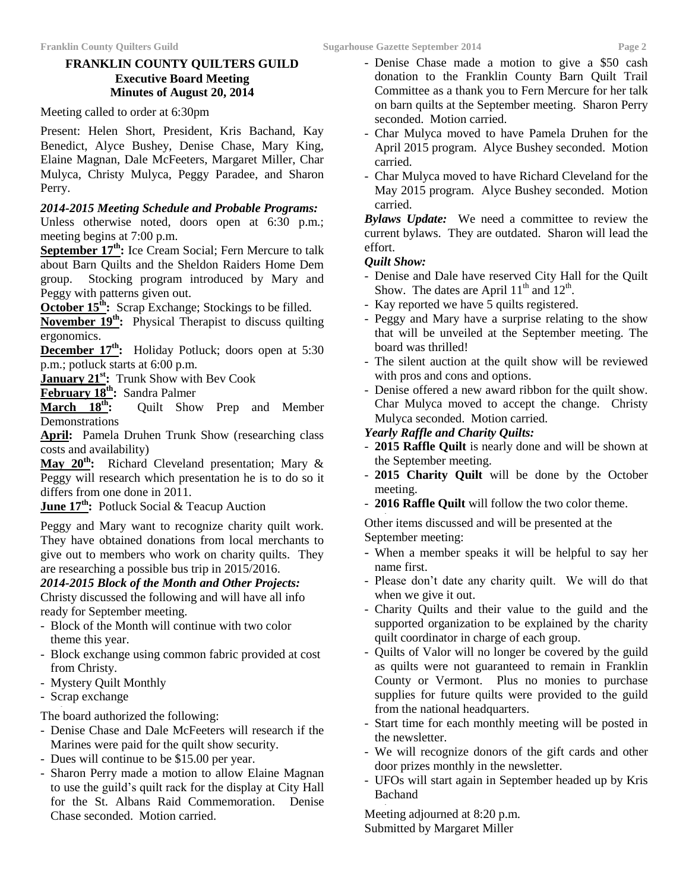# FRANKLIN COUNTY QUILTERS GUILD
## Executive Board Meeting
## Minutes of August 20, 2014

Meeting called to order at 6:30pm

Present: Helen Short, President, Kris Bachand, Kay Benedict, Alyce Bushey, Denise Chase, Mary King, Elaine Magnan, Dale McFeeters, Margaret Miller, Char Mulyca, Christy Mulyca, Peggy Paradee, and Sharon Perry.

***2014-2015 Meeting Schedule and Probable Programs:***

Unless otherwise noted, doors open at 6:30 p.m.; meeting begins at 7:00 p.m.

**September 17th:** Ice Cream Social; Fern Mercure to talk about Barn Quilts and the Sheldon Raiders Home Dem group. Stocking program introduced by Mary and Peggy with patterns given out.

**October 15th:** Scrap Exchange; Stockings to be filled.

**November 19th:** Physical Therapist to discuss quilting ergonomics.

**December 17th:** Holiday Potluck; doors open at 5:30 p.m.; potluck starts at 6:00 p.m.

**January 21st:** Trunk Show with Bev Cook

**February 18th:** Sandra Palmer

**March 18th:** Quilt Show Prep and Member Demonstrations

**April:** Pamela Druhen Trunk Show (researching class costs and availability)

**May 20th:** Richard Cleveland presentation; Mary & Peggy will research which presentation he is to do so it differs from one done in 2011.

**June 17th:** Potluck Social & Teacup Auction

Peggy and Mary want to recognize charity quilt work. They have obtained donations from local merchants to give out to members who work on charity quilts. They are researching a possible bus trip in 2015/2016.

***2014-2015 Block of the Month and Other Projects:***

Christy discussed the following and will have all info ready for September meeting.

- Block of the Month will continue with two color theme this year.
- Block exchange using common fabric provided at cost from Christy.
- Mystery Quilt Monthly
- Scrap exchange

The board authorized the following:

- Denise Chase and Dale McFeeters will research if the Marines were paid for the quilt show security.
- Dues will continue to be $15.00 per year.
- Sharon Perry made a motion to allow Elaine Magnan to use the guild's quilt rack for the display at City Hall for the St. Albans Raid Commemoration. Denise Chase seconded. Motion carried.
- Denise Chase made a motion to give a $50 cash donation to the Franklin County Barn Quilt Trail Committee as a thank you to Fern Mercure for her talk on barn quilts at the September meeting. Sharon Perry seconded. Motion carried.
- Char Mulyca moved to have Pamela Druhen for the April 2015 program. Alyce Bushey seconded. Motion carried.
- Char Mulyca moved to have Richard Cleveland for the May 2015 program. Alyce Bushey seconded. Motion carried.

***Bylaws Update:*** We need a committee to review the current bylaws. They are outdated. Sharon will lead the effort.

***Quilt Show:***

- Denise and Dale have reserved City Hall for the Quilt Show. The dates are April 11th and 12th.
- Kay reported we have 5 quilts registered.
- Peggy and Mary have a surprise relating to the show that will be unveiled at the September meeting. The board was thrilled!
- The silent auction at the quilt show will be reviewed with pros and cons and options.
- Denise offered a new award ribbon for the quilt show. Char Mulyca moved to accept the change. Christy Mulyca seconded. Motion carried.

***Yearly Raffle and Charity Quilts:***

- **2015 Raffle Quilt** is nearly done and will be shown at the September meeting.
- **2015 Charity Quilt** will be done by the October meeting.
- **2016 Raffle Quilt** will follow the two color theme.

Other items discussed and will be presented at the September meeting:

- When a member speaks it will be helpful to say her name first.
- Please don't date any charity quilt. We will do that when we give it out.
- Charity Quilts and their value to the guild and the supported organization to be explained by the charity quilt coordinator in charge of each group.
- Quilts of Valor will no longer be covered by the guild as quilts were not guaranteed to remain in Franklin County or Vermont. Plus no monies to purchase supplies for future quilts were provided to the guild from the national headquarters.
- Start time for each monthly meeting will be posted in the newsletter.
- We will recognize donors of the gift cards and other door prizes monthly in the newsletter.
- UFOs will start again in September headed up by Kris Bachand

Meeting adjourned at 8:20 p.m.
Submitted by Margaret Miller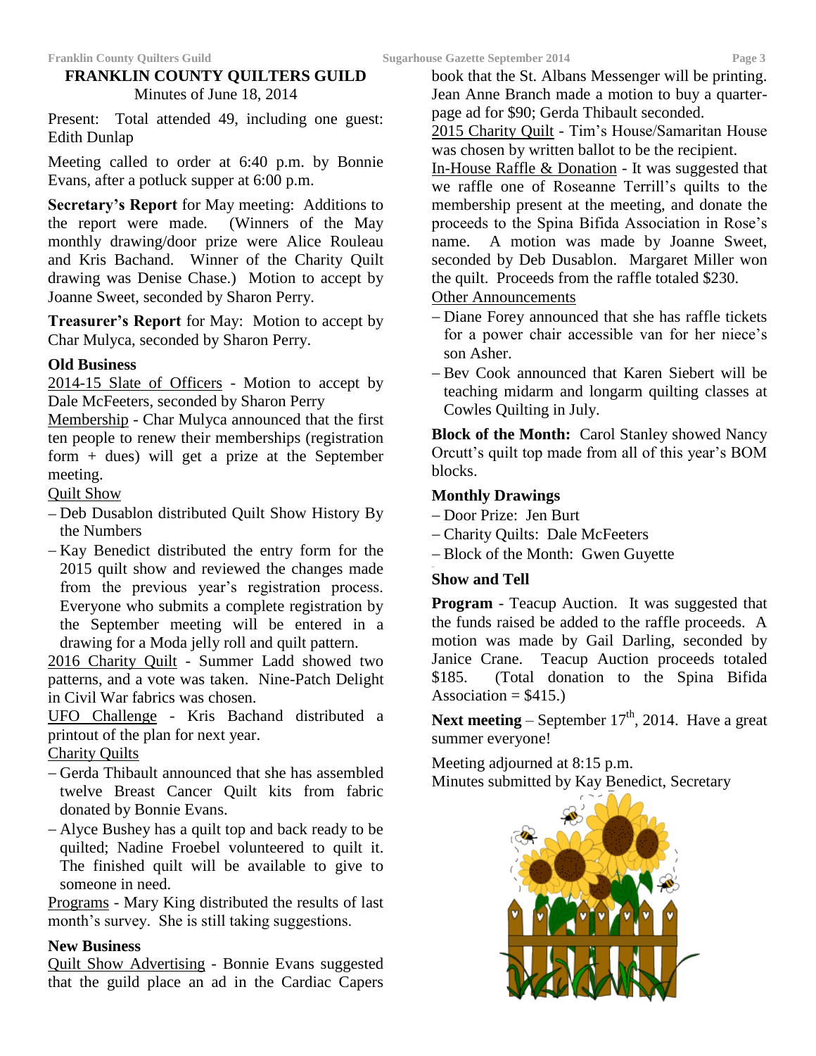# FRANKLIN COUNTY QUILTERS GUILD

Minutes of June 18, 2014

Present: Total attended 49, including one guest: Edith Dunlap

Meeting called to order at 6:40 p.m. by Bonnie Evans, after a potluck supper at 6:00 p.m.

**Secretary's Report** for May meeting: Additions to the report were made. (Winners of the May monthly drawing/door prize were Alice Rouleau and Kris Bachand. Winner of the Charity Quilt drawing was Denise Chase.) Motion to accept by Joanne Sweet, seconded by Sharon Perry.

**Treasurer's Report** for May: Motion to accept by Char Mulyca, seconded by Sharon Perry.

**Old Business**

2014-15 Slate of Officers - Motion to accept by Dale McFeeters, seconded by Sharon Perry

Membership - Char Mulyca announced that the first ten people to renew their memberships (registration form + dues) will get a prize at the September meeting.

Quilt Show

- Deb Dusablon distributed Quilt Show History By the Numbers
- Kay Benedict distributed the entry form for the 2015 quilt show and reviewed the changes made from the previous year's registration process. Everyone who submits a complete registration by the September meeting will be entered in a drawing for a Moda jelly roll and quilt pattern.

2016 Charity Quilt - Summer Ladd showed two patterns, and a vote was taken. Nine-Patch Delight in Civil War fabrics was chosen.

UFO Challenge - Kris Bachand distributed a printout of the plan for next year.

Charity Quilts

- Gerda Thibault announced that she has assembled twelve Breast Cancer Quilt kits from fabric donated by Bonnie Evans.
- Alyce Bushey has a quilt top and back ready to be quilted; Nadine Froebel volunteered to quilt it. The finished quilt will be available to give to someone in need.

Programs - Mary King distributed the results of last month's survey. She is still taking suggestions.

**New Business**

Quilt Show Advertising - Bonnie Evans suggested that the guild place an ad in the Cardiac Capers book that the St. Albans Messenger will be printing. Jean Anne Branch made a motion to buy a quarter-page ad for $90; Gerda Thibault seconded.

2015 Charity Quilt - Tim's House/Samaritan House was chosen by written ballot to be the recipient.

In-House Raffle & Donation - It was suggested that we raffle one of Roseanne Terrill's quilts to the membership present at the meeting, and donate the proceeds to the Spina Bifida Association in Rose's name. A motion was made by Joanne Sweet, seconded by Deb Dusablon. Margaret Miller won the quilt. Proceeds from the raffle totaled $230.

Other Announcements

- Diane Forey announced that she has raffle tickets for a power chair accessible van for her niece's son Asher.
- Bev Cook announced that Karen Siebert will be teaching midarm and longarm quilting classes at Cowles Quilting in July.

**Block of the Month:** Carol Stanley showed Nancy Orcutt's quilt top made from all of this year's BOM blocks.

**Monthly Drawings**

- Door Prize: Jen Burt
- Charity Quilts: Dale McFeeters
- Block of the Month: Gwen Guyette

**Show and Tell**

**Program** - Teacup Auction. It was suggested that the funds raised be added to the raffle proceeds. A motion was made by Gail Darling, seconded by Janice Crane. Teacup Auction proceeds totaled $185. (Total donation to the Spina Bifida Association = $415.)

**Next meeting** – September 17th, 2014. Have a great summer everyone!

Meeting adjourned at 8:15 p.m.
Minutes submitted by Kay Benedict, Secretary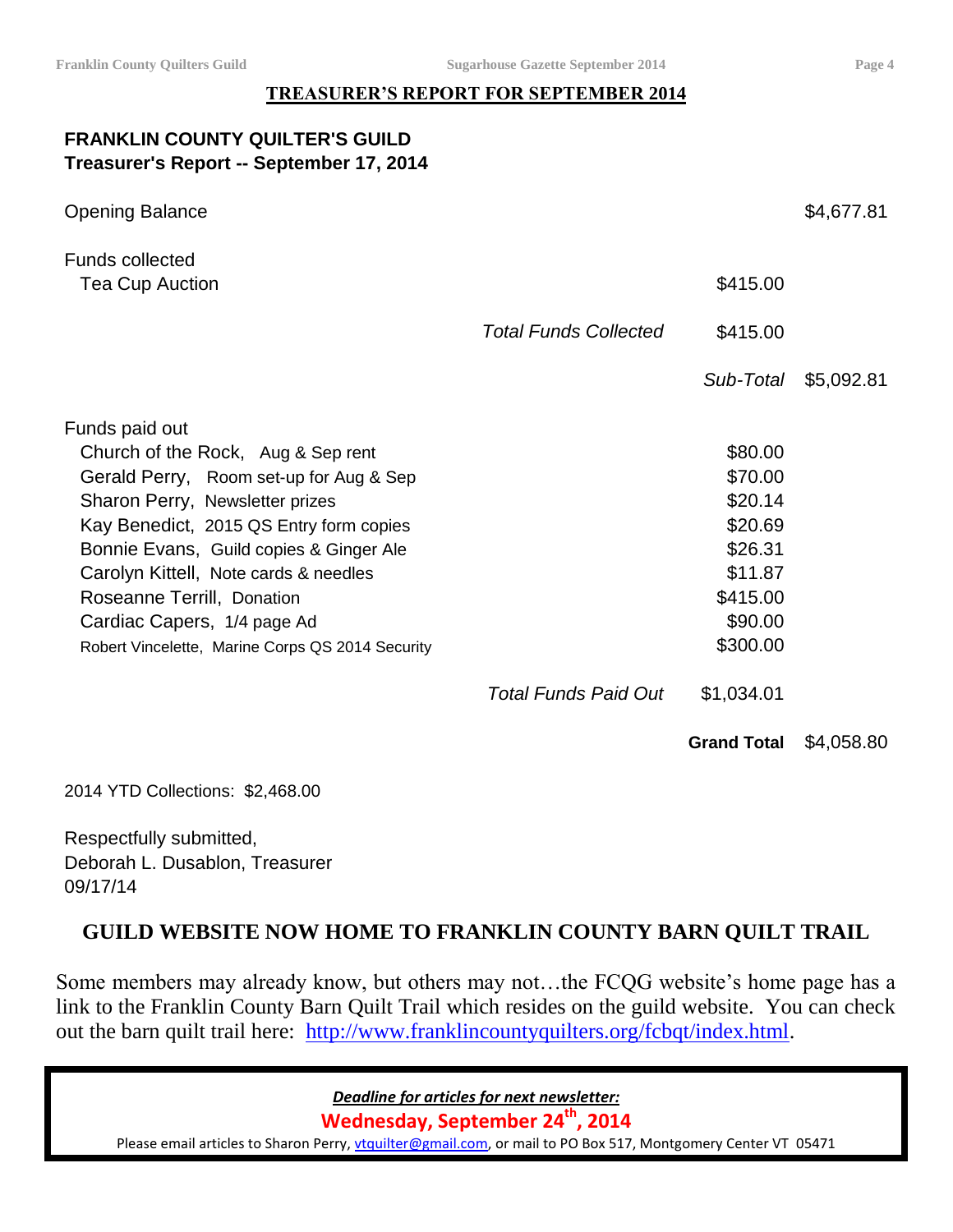## TREASURER'S REPORT FOR SEPTEMBER 2014

**FRANKLIN COUNTY QUILTER'S GUILD**
**Treasurer's Report -- September 17, 2014**

| | | | |
|---|---|---|---|
| Opening Balance | | | $4,677.81 |
| Funds collected | | | |
| Tea Cup Auction | | $415.00 | |
| | *Total Funds Collected* | $415.00 | |
| | | *Sub-Total* | $5,092.81 |
| Funds paid out | | | |
| Church of the Rock, Aug & Sep rent | | $80.00 | |
| Gerald Perry, Room set-up for Aug & Sep | | $70.00 | |
| Sharon Perry, Newsletter prizes | | $20.14 | |
| Kay Benedict, 2015 QS Entry form copies | | $20.69 | |
| Bonnie Evans, Guild copies & Ginger Ale | | $26.31 | |
| Carolyn Kittell, Note cards & needles | | $11.87 | |
| Roseanne Terrill, Donation | | $415.00 | |
| Cardiac Capers, 1/4 page Ad | | $90.00 | |
| Robert Vincelette, Marine Corps QS 2014 Security | | $300.00 | |
| | *Total Funds Paid Out* | $1,034.01 | |
| | | **Grand Total** | $4,058.80 |

2014 YTD Collections: $2,468.00

Respectfully submitted,
Deborah L. Dusablon, Treasurer
09/17/14

## GUILD WEBSITE NOW HOME TO FRANKLIN COUNTY BARN QUILT TRAIL

Some members may already know, but others may not…the FCQG website's home page has a link to the Franklin County Barn Quilt Trail which resides on the guild website. You can check out the barn quilt trail here: http://www.franklincountyquilters.org/fcbqt/index.html.

***Deadline for articles for next newsletter:***

**Wednesday, September 24th, 2014**

Please email articles to Sharon Perry, vtquilter@gmail.com, or mail to PO Box 517, Montgomery Center VT 05471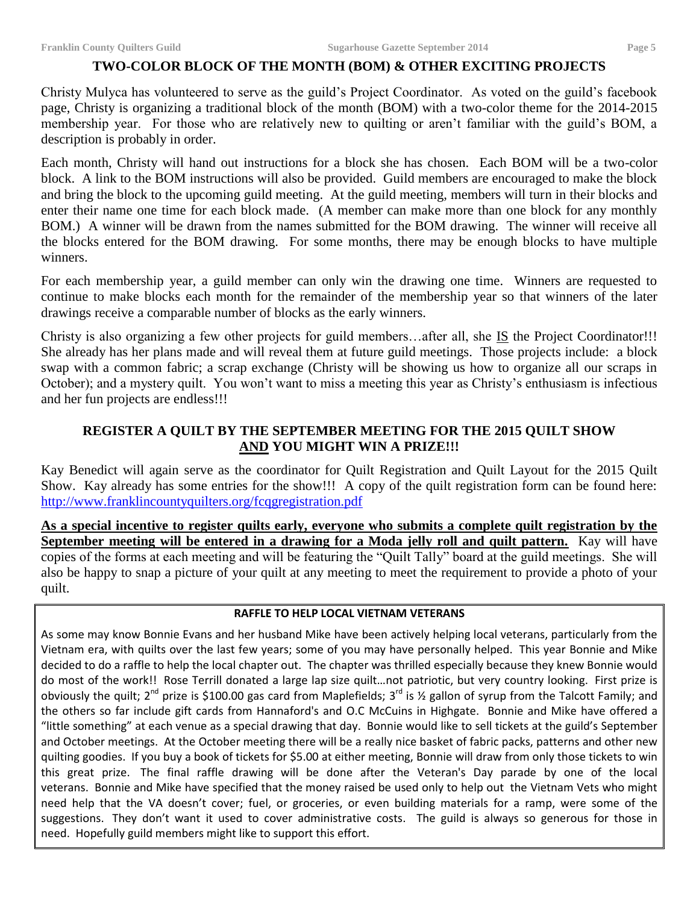## TWO-COLOR BLOCK OF THE MONTH (BOM) & OTHER EXCITING PROJECTS

Christy Mulyca has volunteered to serve as the guild's Project Coordinator. As voted on the guild's facebook page, Christy is organizing a traditional block of the month (BOM) with a two-color theme for the 2014-2015 membership year. For those who are relatively new to quilting or aren't familiar with the guild's BOM, a description is probably in order.

Each month, Christy will hand out instructions for a block she has chosen. Each BOM will be a two-color block. A link to the BOM instructions will also be provided. Guild members are encouraged to make the block and bring the block to the upcoming guild meeting. At the guild meeting, members will turn in their blocks and enter their name one time for each block made. (A member can make more than one block for any monthly BOM.) A winner will be drawn from the names submitted for the BOM drawing. The winner will receive all the blocks entered for the BOM drawing. For some months, there may be enough blocks to have multiple winners.

For each membership year, a guild member can only win the drawing one time. Winners are requested to continue to make blocks each month for the remainder of the membership year so that winners of the later drawings receive a comparable number of blocks as the early winners.

Christy is also organizing a few other projects for guild members…after all, she IS the Project Coordinator!!! She already has her plans made and will reveal them at future guild meetings. Those projects include: a block swap with a common fabric; a scrap exchange (Christy will be showing us how to organize all our scraps in October); and a mystery quilt. You won't want to miss a meeting this year as Christy's enthusiasm is infectious and her fun projects are endless!!!

## REGISTER A QUILT BY THE SEPTEMBER MEETING FOR THE 2015 QUILT SHOW AND YOU MIGHT WIN A PRIZE!!!

Kay Benedict will again serve as the coordinator for Quilt Registration and Quilt Layout for the 2015 Quilt Show. Kay already has some entries for the show!!! A copy of the quilt registration form can be found here: http://www.franklincountyquilters.org/fcqgregistration.pdf

**As a special incentive to register quilts early, everyone who submits a complete quilt registration by the September meeting will be entered in a drawing for a Moda jelly roll and quilt pattern.** Kay will have copies of the forms at each meeting and will be featuring the "Quilt Tally" board at the guild meetings. She will also be happy to snap a picture of your quilt at any meeting to meet the requirement to provide a photo of your quilt.

### RAFFLE TO HELP LOCAL VIETNAM VETERANS

As some may know Bonnie Evans and her husband Mike have been actively helping local veterans, particularly from the Vietnam era, with quilts over the last few years; some of you may have personally helped. This year Bonnie and Mike decided to do a raffle to help the local chapter out. The chapter was thrilled especially because they knew Bonnie would do most of the work!! Rose Terrill donated a large lap size quilt…not patriotic, but very country looking. First prize is obviously the quilt; 2nd prize is $100.00 gas card from Maplefields; 3rd is ½ gallon of syrup from the Talcott Family; and the others so far include gift cards from Hannaford's and O.C McCuins in Highgate. Bonnie and Mike have offered a "little something" at each venue as a special drawing that day. Bonnie would like to sell tickets at the guild's September and October meetings. At the October meeting there will be a really nice basket of fabric packs, patterns and other new quilting goodies. If you buy a book of tickets for $5.00 at either meeting, Bonnie will draw from only those tickets to win this great prize. The final raffle drawing will be done after the Veteran's Day parade by one of the local veterans. Bonnie and Mike have specified that the money raised be used only to help out the Vietnam Vets who might need help that the VA doesn't cover; fuel, or groceries, or even building materials for a ramp, were some of the suggestions. They don't want it used to cover administrative costs. The guild is always so generous for those in need. Hopefully guild members might like to support this effort.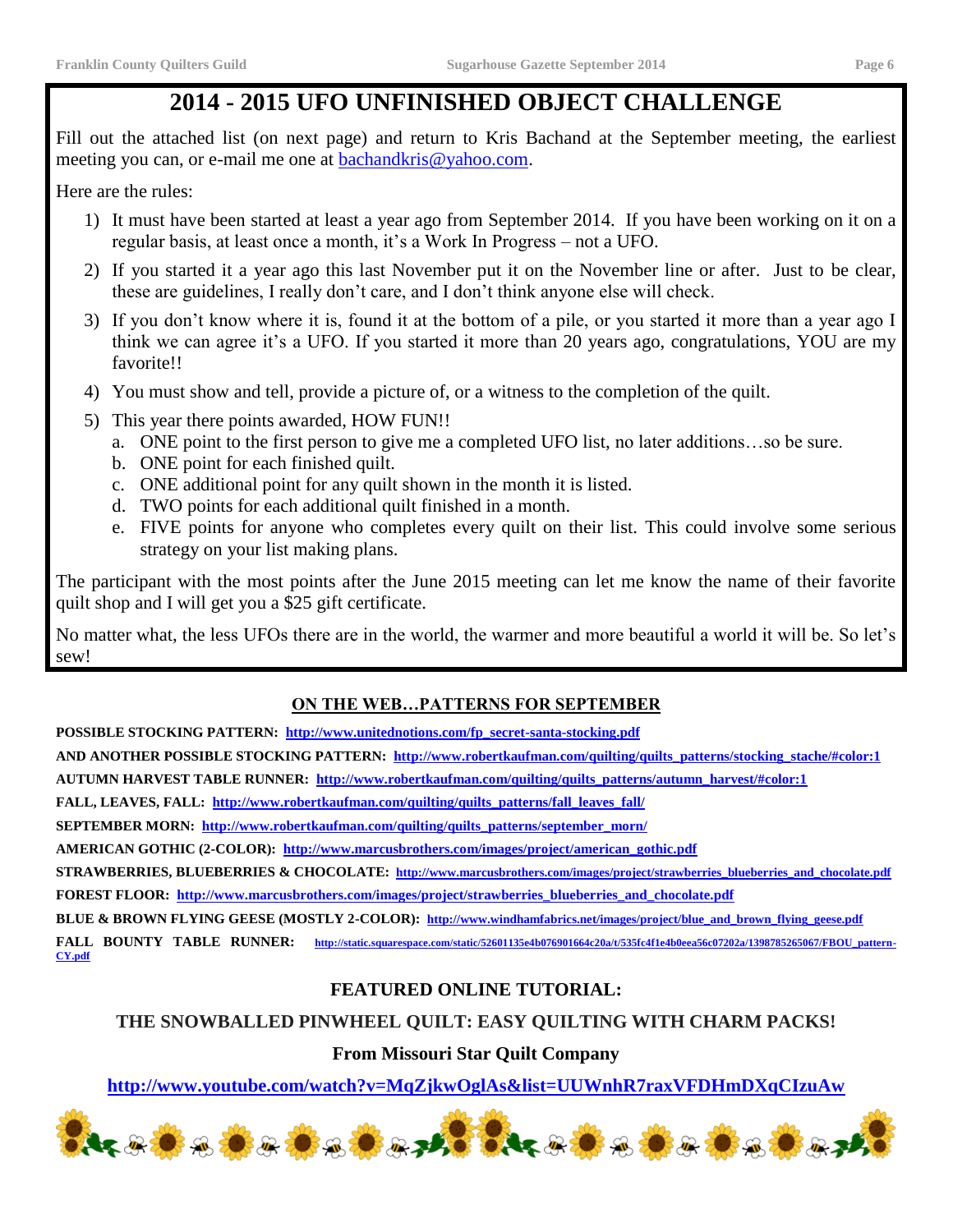# 2014 - 2015 UFO UNFINISHED OBJECT CHALLENGE

Fill out the attached list (on next page) and return to Kris Bachand at the September meeting, the earliest meeting you can, or e-mail me one at bachandkris@yahoo.com.

Here are the rules:

1) It must have been started at least a year ago from September 2014. If you have been working on it on a regular basis, at least once a month, it's a Work In Progress – not a UFO.
2) If you started it a year ago this last November put it on the November line or after. Just to be clear, these are guidelines, I really don't care, and I don't think anyone else will check.
3) If you don't know where it is, found it at the bottom of a pile, or you started it more than a year ago I think we can agree it's a UFO. If you started it more than 20 years ago, congratulations, YOU are my favorite!!
4) You must show and tell, provide a picture of, or a witness to the completion of the quilt.
5) This year there points awarded, HOW FUN!!
   a. ONE point to the first person to give me a completed UFO list, no later additions…so be sure.
   b. ONE point for each finished quilt.
   c. ONE additional point for any quilt shown in the month it is listed.
   d. TWO points for each additional quilt finished in a month.
   e. FIVE points for anyone who completes every quilt on their list. This could involve some serious strategy on your list making plans.

The participant with the most points after the June 2015 meeting can let me know the name of their favorite quilt shop and I will get you a $25 gift certificate.

No matter what, the less UFOs there are in the world, the warmer and more beautiful a world it will be. So let's sew!

## ON THE WEB…PATTERNS FOR SEPTEMBER

**POSSIBLE STOCKING PATTERN:** http://www.unitednotions.com/fp_secret-santa-stocking.pdf

**AND ANOTHER POSSIBLE STOCKING PATTERN:** http://www.robertkaufman.com/quilting/quilts_patterns/stocking_stache/#color:1

**AUTUMN HARVEST TABLE RUNNER:** http://www.robertkaufman.com/quilting/quilts_patterns/autumn_harvest/#color:1

**FALL, LEAVES, FALL:** http://www.robertkaufman.com/quilting/quilts_patterns/fall_leaves_fall/

**SEPTEMBER MORN:** http://www.robertkaufman.com/quilting/quilts_patterns/september_morn/

**AMERICAN GOTHIC (2-COLOR):** http://www.marcusbrothers.com/images/project/american_gothic.pdf

**STRAWBERRIES, BLUEBERRIES & CHOCOLATE:** http://www.marcusbrothers.com/images/project/strawberries_blueberries_and_chocolate.pdf

**FOREST FLOOR:** http://www.marcusbrothers.com/images/project/strawberries_blueberries_and_chocolate.pdf

**BLUE & BROWN FLYING GEESE (MOSTLY 2-COLOR):** http://www.windhamfabrics.net/images/project/blue_and_brown_flying_geese.pdf

**FALL BOUNTY TABLE RUNNER:** http://static.squarespace.com/static/52601135e4b076901664c20a/t/535fc4f1e4b0eea56c07202a/1398785265067/FBOU_pattern-CY.pdf

### FEATURED ONLINE TUTORIAL:

### THE SNOWBALLED PINWHEEL QUILT: EASY QUILTING WITH CHARM PACKS!

### From Missouri Star Quilt Company

**http://www.youtube.com/watch?v=MqZjkwOglAs&list=UUWnhR7raxVFDHmDXqCIzuAw**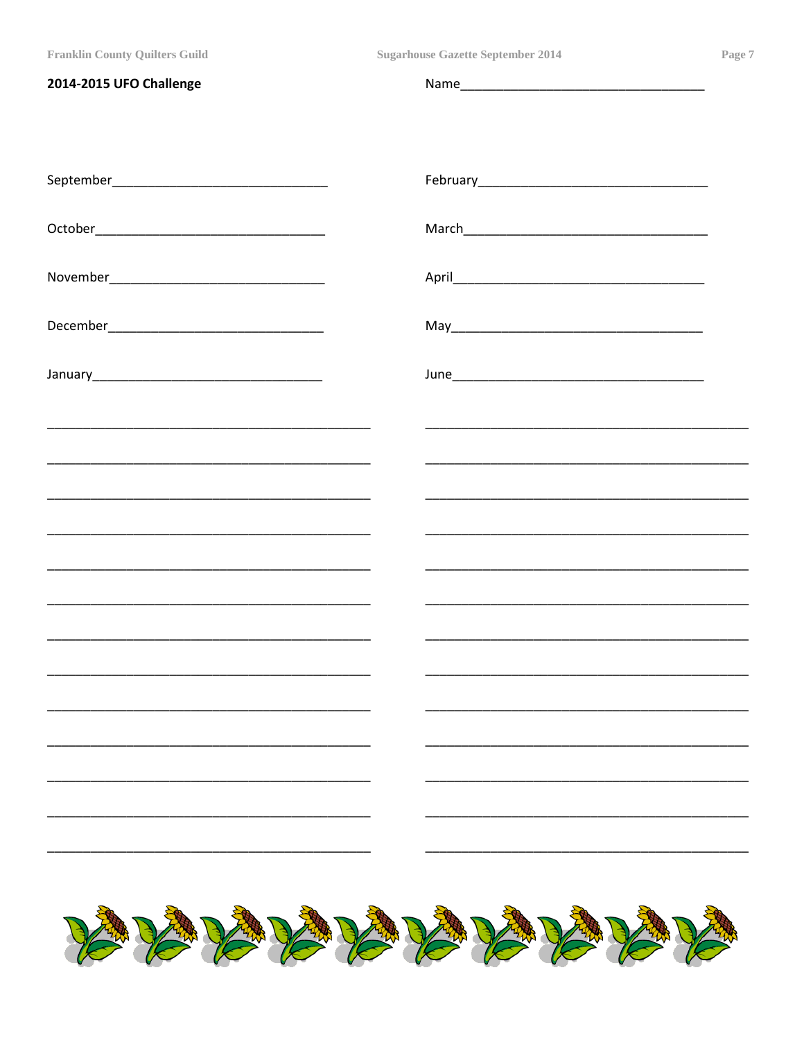**2014-2015 UFO Challenge**

Name___________________________________

September______________________________

October________________________________

November_______________________________

December_______________________________

January________________________________

February_______________________________

March__________________________________

April__________________________________

May____________________________________

June___________________________________

_____________________________________________

_____________________________________________

_____________________________________________

_____________________________________________

_____________________________________________

_____________________________________________

_____________________________________________

_____________________________________________

_____________________________________________

_____________________________________________

_____________________________________________

_____________________________________________

_____________________________________________

_____________________________________________

_____________________________________________

_____________________________________________

_____________________________________________

_____________________________________________

_____________________________________________

_____________________________________________

_____________________________________________

_____________________________________________

_____________________________________________

_____________________________________________

_____________________________________________

_____________________________________________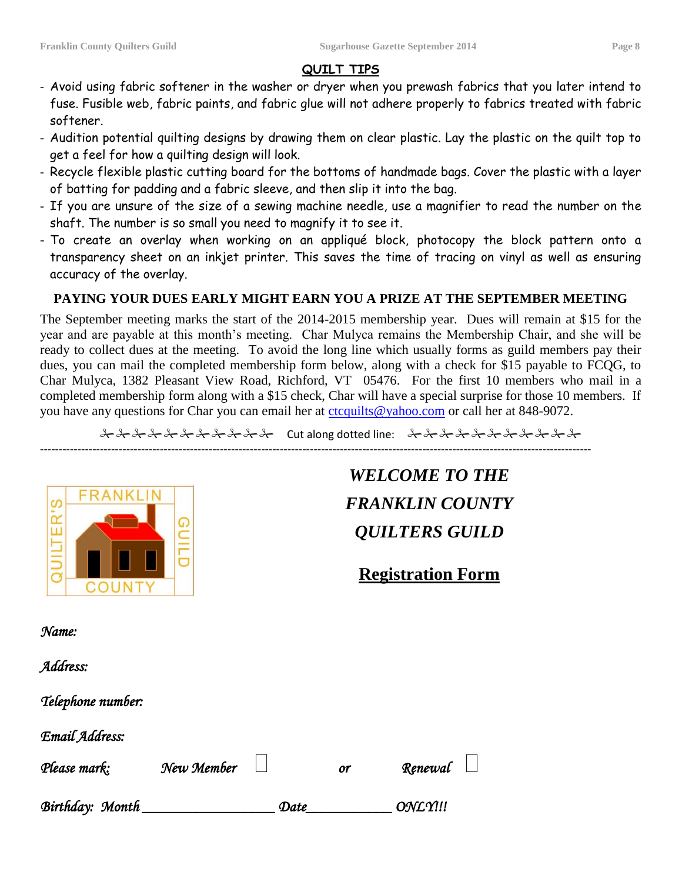## QUILT TIPS

- Avoid using fabric softener in the washer or dryer when you prewash fabrics that you later intend to fuse. Fusible web, fabric paints, and fabric glue will not adhere properly to fabrics treated with fabric softener.
- Audition potential quilting designs by drawing them on clear plastic. Lay the plastic on the quilt top to get a feel for how a quilting design will look.
- Recycle flexible plastic cutting board for the bottoms of handmade bags. Cover the plastic with a layer of batting for padding and a fabric sleeve, and then slip it into the bag.
- If you are unsure of the size of a sewing machine needle, use a magnifier to read the number on the shaft. The number is so small you need to magnify it to see it.
- To create an overlay when working on an appliqué block, photocopy the block pattern onto a transparency sheet on an inkjet printer. This saves the time of tracing on vinyl as well as ensuring accuracy of the overlay.

**PAYING YOUR DUES EARLY MIGHT EARN YOU A PRIZE AT THE SEPTEMBER MEETING**

The September meeting marks the start of the 2014-2015 membership year. Dues will remain at $15 for the year and are payable at this month's meeting. Char Mulyca remains the Membership Chair, and she will be ready to collect dues at the meeting. To avoid the long line which usually forms as guild members pay their dues, you can mail the completed membership form below, along with a check for $15 payable to FCQG, to Char Mulyca, 1382 Pleasant View Road, Richford, VT 05476. For the first 10 members who mail in a completed membership form along with a $15 check, Char will have a special surprise for those 10 members. If you have any questions for Char you can email her at ctcquilts@yahoo.com or call her at 848-9072.

✂✂✂✂✂✂✂✂✂✂✂ Cut along dotted line: ✂✂✂✂✂✂✂✂✂✂✂

---

FRANKLIN COUNTY QUILTER'S GUILD

***WELCOME TO THE FRANKLIN COUNTY QUILTERS GUILD***

**Registration Form**

*Name:*

*Address:*

*Telephone number:*

*Email Address:*

*Please mark:* *New Member* ☐ *or* *Renewal* ☐

*Birthday: Month*__________________ *Date*____________ *ONLY!!!*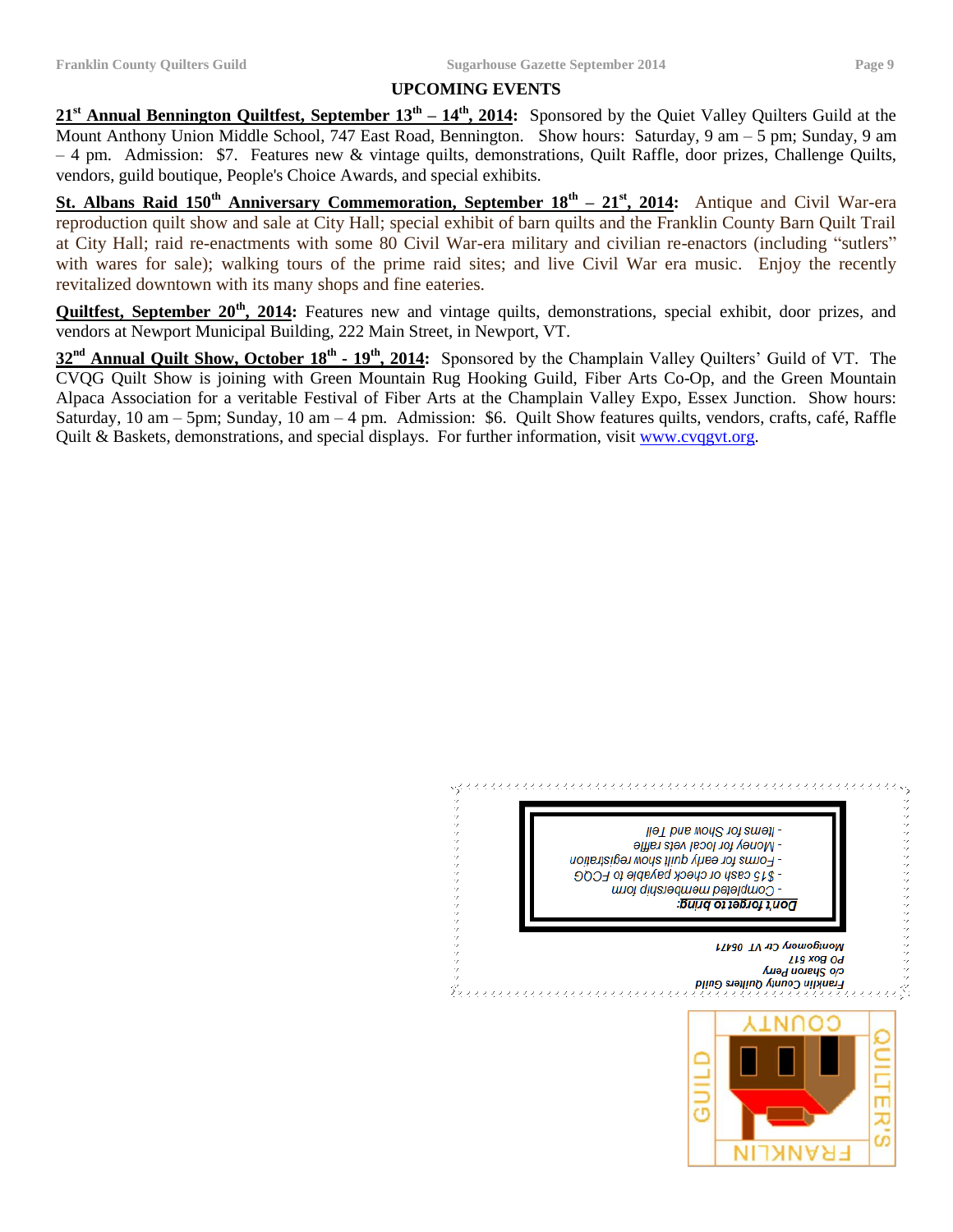## UPCOMING EVENTS

**21st Annual Bennington Quiltfest, September 13th – 14th, 2014:** Sponsored by the Quiet Valley Quilters Guild at the Mount Anthony Union Middle School, 747 East Road, Bennington. Show hours: Saturday, 9 am – 5 pm; Sunday, 9 am – 4 pm. Admission: $7. Features new & vintage quilts, demonstrations, Quilt Raffle, door prizes, Challenge Quilts, vendors, guild boutique, People's Choice Awards, and special exhibits.

**St. Albans Raid 150th Anniversary Commemoration, September 18th – 21st, 2014:** Antique and Civil War-era reproduction quilt show and sale at City Hall; special exhibit of barn quilts and the Franklin County Barn Quilt Trail at City Hall; raid re-enactments with some 80 Civil War-era military and civilian re-enactors (including "sutlers" with wares for sale); walking tours of the prime raid sites; and live Civil War era music. Enjoy the recently revitalized downtown with its many shops and fine eateries.

**Quiltfest, September 20th, 2014:** Features new and vintage quilts, demonstrations, special exhibit, door prizes, and vendors at Newport Municipal Building, 222 Main Street, in Newport, VT.

**32nd Annual Quilt Show, October 18th - 19th, 2014:** Sponsored by the Champlain Valley Quilters' Guild of VT. The CVQG Quilt Show is joining with Green Mountain Rug Hooking Guild, Fiber Arts Co-Op, and the Green Mountain Alpaca Association for a veritable Festival of Fiber Arts at the Champlain Valley Expo, Essex Junction. Show hours: Saturday, 10 am – 5pm; Sunday, 10 am – 4 pm. Admission: $6. Quilt Show features quilts, vendors, crafts, café, Raffle Quilt & Baskets, demonstrations, and special displays. For further information, visit www.cvqgvt.org.

*Don't forget to bring:*
- Completed membership form
- $15 cash or check payable to FCQG
- Forms for early quilt show registration
- Money for local vets raffle
- Items for Show and Tell

Franklin County Quilters Guild
c/o Sharon Perry
PO Box 517
Montgomery Ctr VT 05471

FRANKLIN COUNTY QUILTER'S GUILD